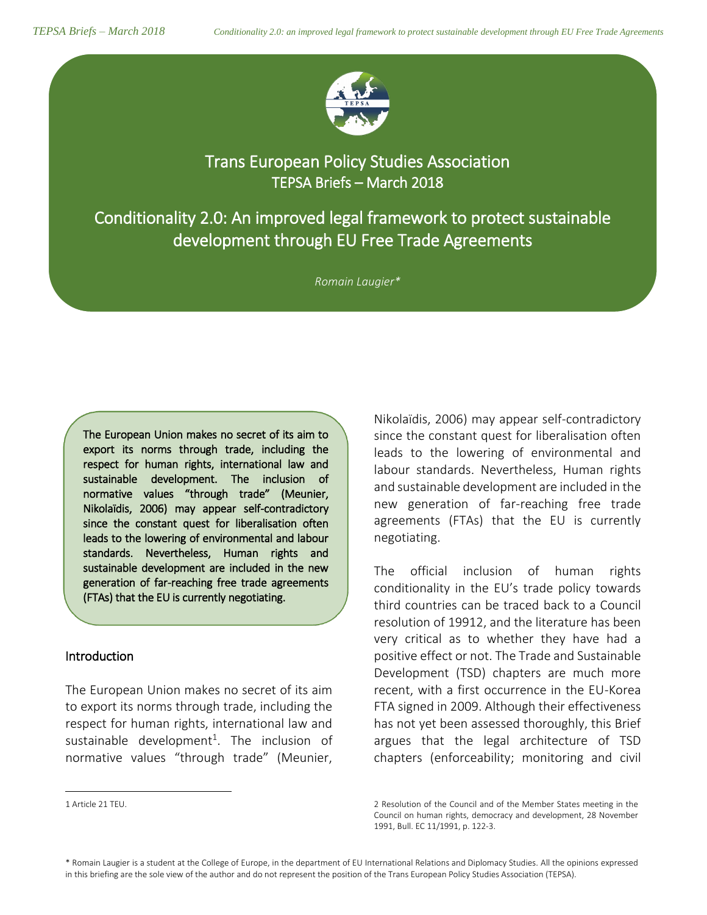# Trans European Policy Studies Association

## TEPSA Briefs – March 2018

# Conditionality 2.0: An improved legal framework to protect sustainable development through EU Free Trade Agreements

*Romain Laugier**

**The European Union makes no secret of its aim to export its norms through trade, including the respect for human rights, international law and sustainable development. The inclusion of normative values "through trade" (Meunier, Nikolaïdis, 2006) may appear self-contradictory since the constant quest for liberalisation often leads to the lowering of environmental and labour standards. Nevertheless, Human rights and sustainable development are included in the new generation of far-reaching free trade agreements (FTAs) that the EU is currently negotiating.**

## Introduction

The European Union makes no secret of its aim to export its norms through trade, including the respect for human rights, international law and sustainable development[1]. The inclusion of normative values "through trade" (Meunier, Nikolaïdis, 2006) may appear self-contradictory since the constant quest for liberalisation often leads to the lowering of environmental and labour standards. Nevertheless, Human rights and sustainable development are included in the new generation of far-reaching free trade agreements (FTAs) that the EU is currently negotiating.

The official inclusion of human rights conditionality in the EU's trade policy towards third countries can be traced back to a Council resolution of 1991[2], and the literature has been very critical as to whether they have had a positive effect or not. The Trade and Sustainable Development (TSD) chapters are much more recent, with a first occurrence in the EU-Korea FTA signed in 2009. Although their effectiveness has not yet been assessed thoroughly, this Brief argues that the legal architecture of TSD chapters (enforceability; monitoring and civil

1 Article 21 TEU.

2 Resolution of the Council and of the Member States meeting in the Council on human rights, democracy and development, 28 November 1991, Bull. EC 11/1991, p. 122-3.

\* Romain Laugier is a student at the College of Europe, in the department of EU International Relations and Diplomacy Studies. All the opinions expressed in this briefing are the sole view of the author and do not represent the position of the Trans European Policy Studies Association (TEPSA).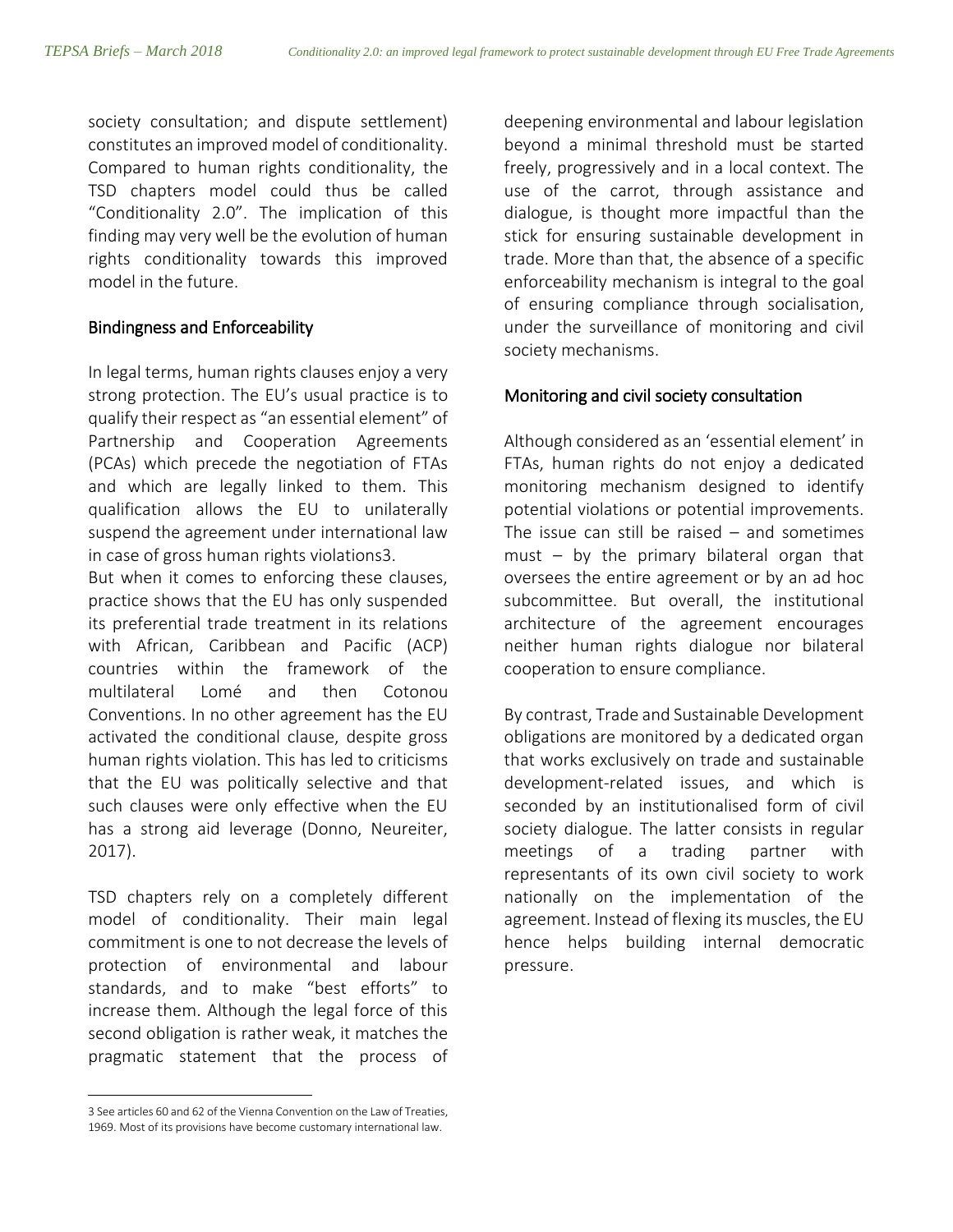society consultation; and dispute settlement) constitutes an improved model of conditionality. Compared to human rights conditionality, the TSD chapters model could thus be called "Conditionality 2.0". The implication of this finding may very well be the evolution of human rights conditionality towards this improved model in the future.

## Bindingness and Enforceability

In legal terms, human rights clauses enjoy a very strong protection. The EU's usual practice is to qualify their respect as "an essential element" of Partnership and Cooperation Agreements (PCAs) which precede the negotiation of FTAs and which are legally linked to them. This qualification allows the EU to unilaterally suspend the agreement under international law in case of gross human rights violations[3].

But when it comes to enforcing these clauses, practice shows that the EU has only suspended its preferential trade treatment in its relations with African, Caribbean and Pacific (ACP) countries within the framework of the multilateral Lomé and then Cotonou Conventions. In no other agreement has the EU activated the conditional clause, despite gross human rights violation. This has led to criticisms that the EU was politically selective and that such clauses were only effective when the EU has a strong aid leverage (Donno, Neureiter, 2017).

TSD chapters rely on a completely different model of conditionality. Their main legal commitment is one to not decrease the levels of protection of environmental and labour standards, and to make "best efforts" to increase them. Although the legal force of this second obligation is rather weak, it matches the pragmatic statement that the process of deepening environmental and labour legislation beyond a minimal threshold must be started freely, progressively and in a local context. The use of the carrot, through assistance and dialogue, is thought more impactful than the stick for ensuring sustainable development in trade. More than that, the absence of a specific enforceability mechanism is integral to the goal of ensuring compliance through socialisation, under the surveillance of monitoring and civil society mechanisms.

## Monitoring and civil society consultation

Although considered as an 'essential element' in FTAs, human rights do not enjoy a dedicated monitoring mechanism designed to identify potential violations or potential improvements. The issue can still be raised – and sometimes must – by the primary bilateral organ that oversees the entire agreement or by an ad hoc subcommittee. But overall, the institutional architecture of the agreement encourages neither human rights dialogue nor bilateral cooperation to ensure compliance.

By contrast, Trade and Sustainable Development obligations are monitored by a dedicated organ that works exclusively on trade and sustainable development-related issues, and which is seconded by an institutionalised form of civil society dialogue. The latter consists in regular meetings of a trading partner with representants of its own civil society to work nationally on the implementation of the agreement. Instead of flexing its muscles, the EU hence helps building internal democratic pressure.

---

[3] See articles 60 and 62 of the Vienna Convention on the Law of Treaties, 1969. Most of its provisions have become customary international law.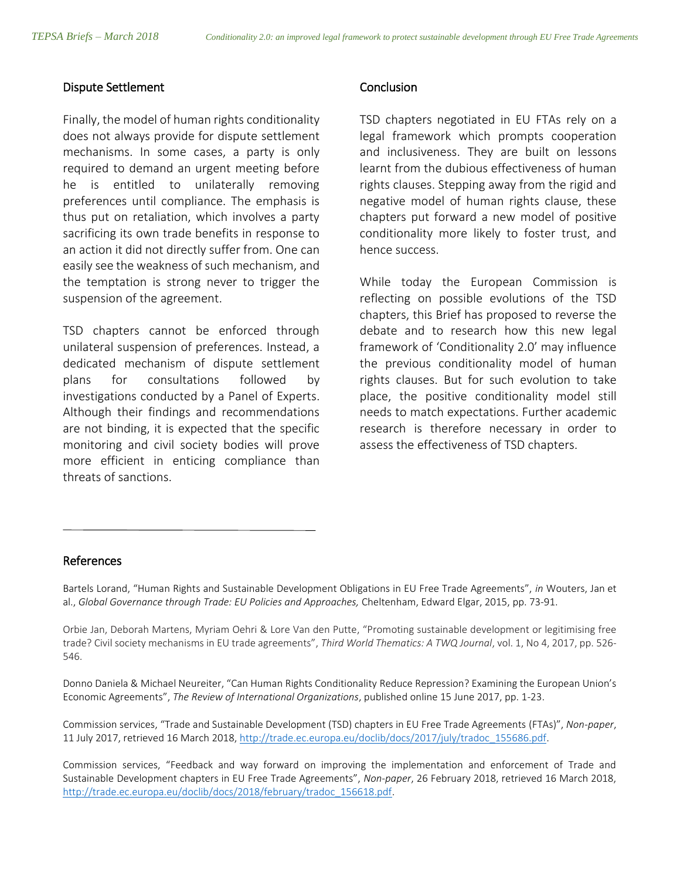## Dispute Settlement

Finally, the model of human rights conditionality does not always provide for dispute settlement mechanisms. In some cases, a party is only required to demand an urgent meeting before he is entitled to unilaterally removing preferences until compliance. The emphasis is thus put on retaliation, which involves a party sacrificing its own trade benefits in response to an action it did not directly suffer from. One can easily see the weakness of such mechanism, and the temptation is strong never to trigger the suspension of the agreement.

TSD chapters cannot be enforced through unilateral suspension of preferences. Instead, a dedicated mechanism of dispute settlement plans for consultations followed by investigations conducted by a Panel of Experts. Although their findings and recommendations are not binding, it is expected that the specific monitoring and civil society bodies will prove more efficient in enticing compliance than threats of sanctions.

## Conclusion

TSD chapters negotiated in EU FTAs rely on a legal framework which prompts cooperation and inclusiveness. They are built on lessons learnt from the dubious effectiveness of human rights clauses. Stepping away from the rigid and negative model of human rights clause, these chapters put forward a new model of positive conditionality more likely to foster trust, and hence success.

While today the European Commission is reflecting on possible evolutions of the TSD chapters, this Brief has proposed to reverse the debate and to research how this new legal framework of 'Conditionality 2.0' may influence the previous conditionality model of human rights clauses. But for such evolution to take place, the positive conditionality model still needs to match expectations. Further academic research is therefore necessary in order to assess the effectiveness of TSD chapters.

## References

Bartels Lorand, "Human Rights and Sustainable Development Obligations in EU Free Trade Agreements", *in* Wouters, Jan et al., *Global Governance through Trade: EU Policies and Approaches,* Cheltenham, Edward Elgar, 2015, pp. 73-91.

Orbie Jan, Deborah Martens, Myriam Oehri & Lore Van den Putte, "Promoting sustainable development or legitimising free trade? Civil society mechanisms in EU trade agreements", *Third World Thematics: A TWQ Journal*, vol. 1, No 4, 2017, pp. 526-546.

Donno Daniela & Michael Neureiter, "Can Human Rights Conditionality Reduce Repression? Examining the European Union's Economic Agreements", *The Review of International Organizations*, published online 15 June 2017, pp. 1-23.

Commission services, "Trade and Sustainable Development (TSD) chapters in EU Free Trade Agreements (FTAs)", *Non-paper*, 11 July 2017, retrieved 16 March 2018, http://trade.ec.europa.eu/doclib/docs/2017/july/tradoc_155686.pdf.

Commission services, "Feedback and way forward on improving the implementation and enforcement of Trade and Sustainable Development chapters in EU Free Trade Agreements", *Non-paper*, 26 February 2018, retrieved 16 March 2018, http://trade.ec.europa.eu/doclib/docs/2018/february/tradoc_156618.pdf.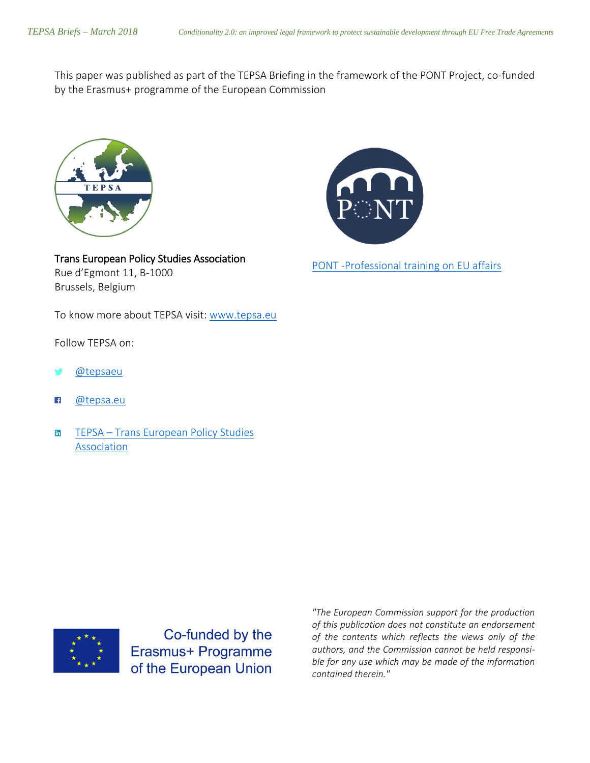This paper was published as part of the TEPSA Briefing in the framework of the PONT Project, co-funded by the Erasmus+ programme of the European Commission

Trans European Policy Studies Association
Rue d'Egmont 11, B-1000
Brussels, Belgium

PONT -Professional training on EU affairs

To know more about TEPSA visit: www.tepsa.eu

Follow TEPSA on:

- @tepsaeu
- @tepsa.eu
- TEPSA – Trans European Policy Studies Association

Co-funded by the Erasmus+ Programme of the European Union

*"The European Commission support for the production of this publication does not constitute an endorsement of the contents which reflects the views only of the authors, and the Commission cannot be held responsible for any use which may be made of the information contained therein."*